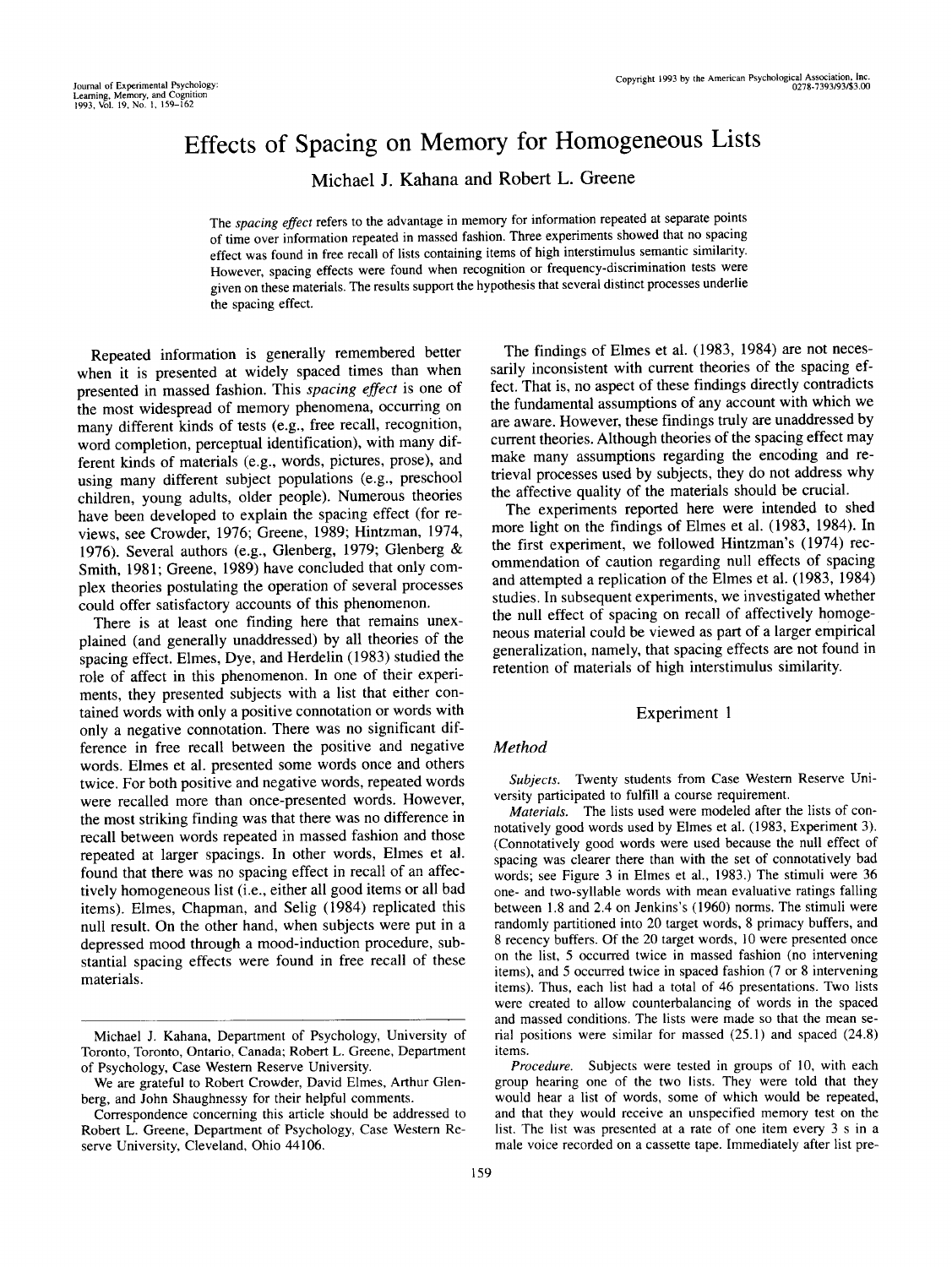# Effects of Spacing on Memory for Homogeneous Lists

Michael J. Kahana and Robert L. Greene

The *spacing effect* refers to the advantage in memory for information repeated at separate points of time over information repeated in massed fashion. Three experiments showed that no spacing effect was found in free recall of lists containing items of high interstimulus semantic similarity. However, spacing effects were found when recognition or frequency-discrimination tests were given on these materials. The results support the hypothesis that several distinct processes underlie the spacing effect.

Repeated information is generally remembered better when it is presented at widely spaced times than when presented in massed fashion. This *spacing effect* is one of the most widespread of memory phenomena, occurring on many different kinds of tests (e.g., free recall, recognition, word completion, perceptual identification), with many different kinds of materials (e.g., words, pictures, prose), and using many different subject populations (e.g., preschool children, young adults, older people). Numerous theories have been developed to explain the spacing effect (for reviews, see Crowder, 1976; Greene, 1989; Hintzman, 1974, 1976). Several authors (e.g., Glenberg, 1979; Glenberg & Smith, 1981; Greene, 1989) have concluded that only complex theories postulating the operation of several processes could offer satisfactory accounts of this phenomenon.

There is at least one finding here that remains unexplained (and generally unaddressed) by all theories of the spacing effect. Elmes, Dye, and Herdelin (1983) studied the role of affect in this phenomenon. In one of their experiments, they presented subjects with a list that either contained words with only a positive connotation or words with only a negative connotation. There was no significant difference in free recall between the positive and negative words. Elmes et al. presented some words once and others twice. For both positive and negative words, repeated words were recalled more than once-presented words. However, the most striking finding was that there was no difference in recall between words repeated in massed fashion and those repeated at larger spacings. In other words, Elmes et al. found that there was no spacing effect in recall of an affectively homogeneous list (i.e., either all good items or all bad items). Elmes, Chapman, and Selig (1984) replicated this null result. On the other hand, when subjects were put in a depressed mood through a mood-induction procedure, substantial spacing effects were found in free recall of these materials.

The findings of Elmes et al. (1983, 1984) are not necessarily inconsistent with current theories of the spacing effect. That is, no aspect of these findings directly contradicts the fundamental assumptions of any account with which we are aware. However, these findings truly are unaddressed by current theories. Although theories of the spacing effect may make many assumptions regarding the encoding and retrieval processes used by subjects, they do not address why the affective quality of the materials should be crucial.

The experiments reported here were intended to shed more light on the findings of Elmes et al. (1983, 1984). In the first experiment, we followed Hintzman's (1974) recommendation of caution regarding null effects of spacing and attempted a replication of the Elmes et al. (1983, 1984) studies. In subsequent experiments, we investigated whether the null effect of spacing on recall of affectively homogeneous material could be viewed as part of a larger empirical generalization, namely, that spacing effects are not found in retention of materials of high interstimulus similarity.

## Experiment 1

### Method

*Subjects.* Twenty students from Case Western Reserve University participated to fulfill a course requirement.

*Materials.* The lists used were modeled after the lists of connotatively good words used by Elmes et al. (1983, Experiment 3). (Connotatively good words were used because the null effect of spacing was clearer there than with the set of connotatively bad words; see Figure 3 in Elmes et al., 1983.) The stimuli were 36 one- and two-syllable words with mean evaluative ratings falling between 1.8 and 2.4 on Jenkins's (1960) norms. The stimuli were randomly partitioned into 20 target words, 8 primacy buffers, and 8 recency buffers. Of the 20 target words, 10 were presented once on the list, 5 occurred twice in massed fashion (no intervening items), and 5 occurred twice in spaced fashion (7 or 8 intervening items). Thus, each list had a total of 46 presentations. Two lists were created to allow counterbalancing of words in the spaced and massed conditions. The lists were made so that the mean serial positions were similar for massed (25.1) and spaced (24.8) items.

*Procedure.* Subjects were tested in groups of 10, with each group hearing one of the two lists. They were told that they would hear a list of words, some of which would be repeated, and that they would receive an unspecified memory test on the list. The list was presented at a rate of one item every 3 s in a male voice recorded on a cassette tape. Immediately after list pre-

---

Michael J. Kahana, Department of Psychology, University of Toronto, Toronto, Ontario, Canada; Robert L. Greene, Department of Psychology, Case Western Reserve University.

We are grateful to Robert Crowder, David Elmes, Arthur Glenberg, and John Shaughnessy for their helpful comments.

Correspondence concerning this article should be addressed to Robert L. Greene, Department of Psychology, Case Western Reserve University, Cleveland, Ohio 44106.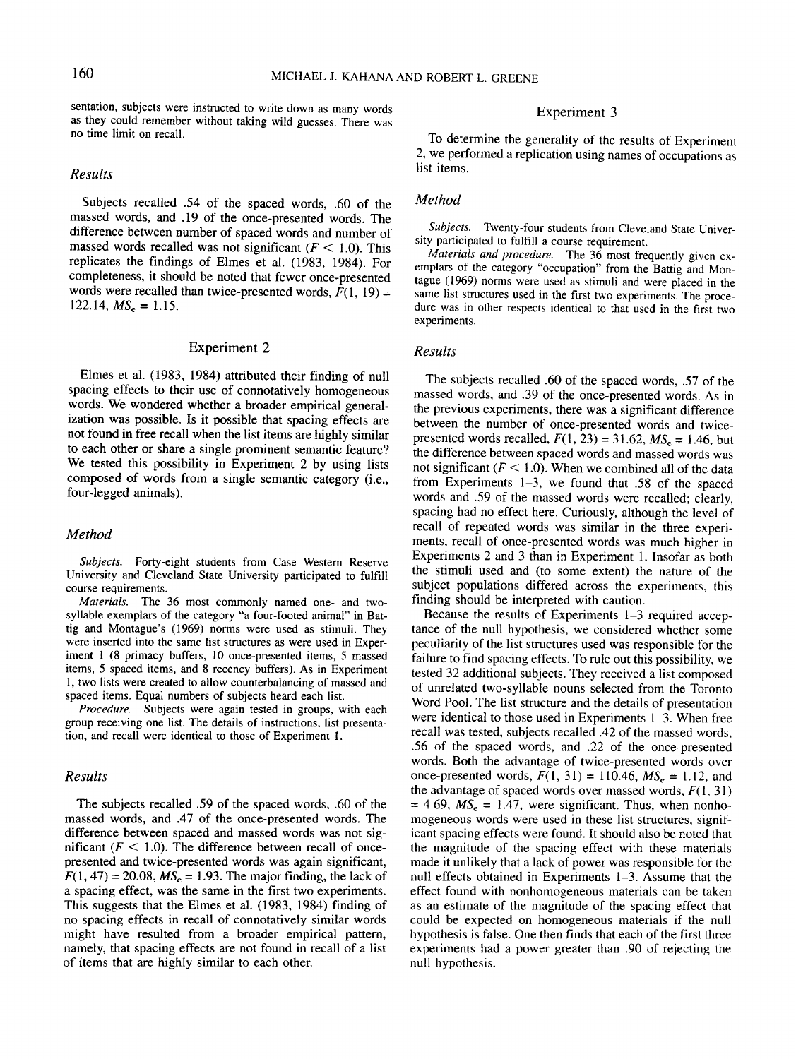sentation, subjects were instructed to write down as many words as they could remember without taking wild guesses. There was no time limit on recall.

### Results

Subjects recalled .54 of the spaced words, .60 of the massed words, and .19 of the once-presented words. The difference between number of spaced words and number of massed words recalled was not significant ($F < 1.0$). This replicates the findings of Elmes et al. (1983, 1984). For completeness, it should be noted that fewer once-presented words were recalled than twice-presented words, $F(1, 19) = 122.14$, $MS_e = 1.15$.

## Experiment 2

Elmes et al. (1983, 1984) attributed their finding of null spacing effects to their use of connotatively homogeneous words. We wondered whether a broader empirical generalization was possible. Is it possible that spacing effects are not found in free recall when the list items are highly similar to each other or share a single prominent semantic feature? We tested this possibility in Experiment 2 by using lists composed of words from a single semantic category (i.e., four-legged animals).

### Method

*Subjects.* Forty-eight students from Case Western Reserve University and Cleveland State University participated to fulfill course requirements.

*Materials.* The 36 most commonly named one- and two-syllable exemplars of the category "a four-footed animal" in Battig and Montague's (1969) norms were used as stimuli. They were inserted into the same list structures as were used in Experiment 1 (8 primacy buffers, 10 once-presented items, 5 massed items, 5 spaced items, and 8 recency buffers). As in Experiment 1, two lists were created to allow counterbalancing of massed and spaced items. Equal numbers of subjects heard each list.

*Procedure.* Subjects were again tested in groups, with each group receiving one list. The details of instructions, list presentation, and recall were identical to those of Experiment 1.

### Results

The subjects recalled .59 of the spaced words, .60 of the massed words, and .47 of the once-presented words. The difference between spaced and massed words was not significant ($F < 1.0$). The difference between recall of once-presented and twice-presented words was again significant, $F(1, 47) = 20.08$, $MS_e = 1.93$. The major finding, the lack of a spacing effect, was the same in the first two experiments. This suggests that the Elmes et al. (1983, 1984) finding of no spacing effects in recall of connotatively similar words might have resulted from a broader empirical pattern, namely, that spacing effects are not found in recall of a list of items that are highly similar to each other.

## Experiment 3

To determine the generality of the results of Experiment 2, we performed a replication using names of occupations as list items.

### Method

*Subjects.* Twenty-four students from Cleveland State University participated to fulfill a course requirement.

*Materials and procedure.* The 36 most frequently given exemplars of the category "occupation" from the Battig and Montague (1969) norms were used as stimuli and were placed in the same list structures used in the first two experiments. The procedure was in other respects identical to that used in the first two experiments.

### Results

The subjects recalled .60 of the spaced words, .57 of the massed words, and .39 of the once-presented words. As in the previous experiments, there was a significant difference between the number of once-presented words and twice-presented words recalled, $F(1, 23) = 31.62$, $MS_e = 1.46$, but the difference between spaced words and massed words was not significant ($F < 1.0$). When we combined all of the data from Experiments 1–3, we found that .58 of the spaced words and .59 of the massed words were recalled; clearly, spacing had no effect here. Curiously, although the level of recall of repeated words was similar in the three experiments, recall of once-presented words was much higher in Experiments 2 and 3 than in Experiment 1. Insofar as both the stimuli used and (to some extent) the nature of the subject populations differed across the experiments, this finding should be interpreted with caution.

Because the results of Experiments 1–3 required acceptance of the null hypothesis, we considered whether some peculiarity of the list structures used was responsible for the failure to find spacing effects. To rule out this possibility, we tested 32 additional subjects. They received a list composed of unrelated two-syllable nouns selected from the Toronto Word Pool. The list structure and the details of presentation were identical to those used in Experiments 1–3. When free recall was tested, subjects recalled .42 of the massed words, .56 of the spaced words, and .22 of the once-presented words. Both the advantage of twice-presented words over once-presented words, $F(1, 31) = 110.46$, $MS_e = 1.12$, and the advantage of spaced words over massed words, $F(1, 31) = 4.69$, $MS_e = 1.47$, were significant. Thus, when nonhomogeneous words were used in these list structures, significant spacing effects were found. It should also be noted that the magnitude of the spacing effect with these materials made it unlikely that a lack of power was responsible for the null effects obtained in Experiments 1–3. Assume that the effect found with nonhomogeneous materials can be taken as an estimate of the magnitude of the spacing effect that could be expected on homogeneous materials if the null hypothesis is false. One then finds that each of the first three experiments had a power greater than .90 of rejecting the null hypothesis.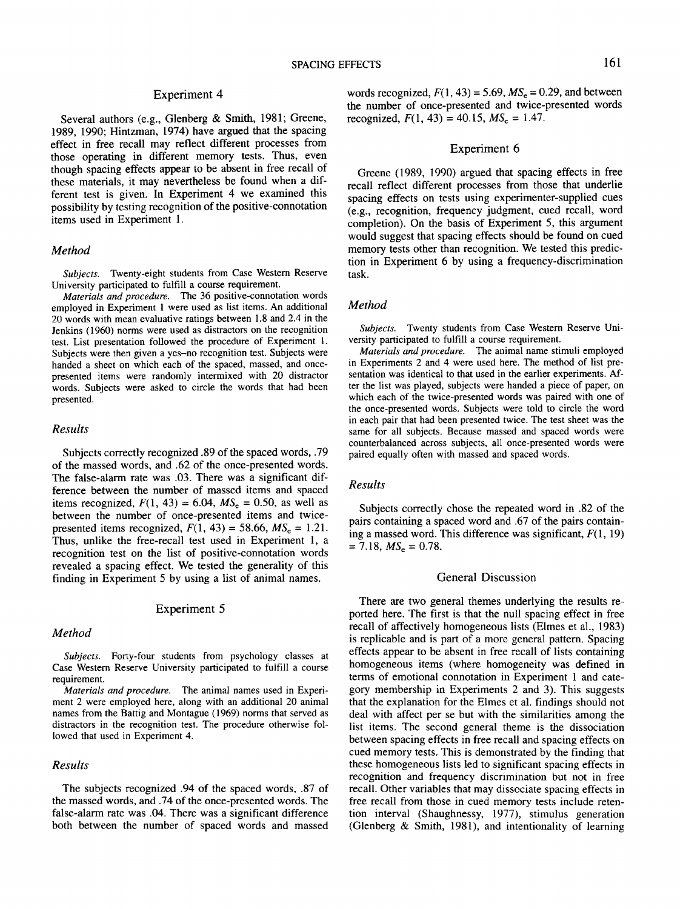## Experiment 4

Several authors (e.g., Glenberg & Smith, 1981; Greene, 1989, 1990; Hintzman, 1974) have argued that the spacing effect in free recall may reflect different processes from those operating in different memory tests. Thus, even though spacing effects appear to be absent in free recall of these materials, it may nevertheless be found when a different test is given. In Experiment 4 we examined this possibility by testing recognition of the positive-connotation items used in Experiment 1.

### *Method*

*Subjects.* Twenty-eight students from Case Western Reserve University participated to fulfill a course requirement.

*Materials and procedure.* The 36 positive-connotation words employed in Experiment 1 were used as list items. An additional 20 words with mean evaluative ratings between 1.8 and 2.4 in the Jenkins (1960) norms were used as distractors on the recognition test. List presentation followed the procedure of Experiment 1. Subjects were then given a yes–no recognition test. Subjects were handed a sheet on which each of the spaced, massed, and once-presented items were randomly intermixed with 20 distractor words. Subjects were asked to circle the words that had been presented.

### *Results*

Subjects correctly recognized .89 of the spaced words, .79 of the massed words, and .62 of the once-presented words. The false-alarm rate was .03. There was a significant difference between the number of massed items and spaced items recognized, $F(1, 43) = 6.04$, $MS_e = 0.50$, as well as between the number of once-presented items and twice-presented items recognized, $F(1, 43) = 58.66$, $MS_e = 1.21$. Thus, unlike the free-recall test used in Experiment 1, a recognition test on the list of positive-connotation words revealed a spacing effect. We tested the generality of this finding in Experiment 5 by using a list of animal names.

## Experiment 5

### *Method*

*Subjects.* Forty-four students from psychology classes at Case Western Reserve University participated to fulfill a course requirement.

*Materials and procedure.* The animal names used in Experiment 2 were employed here, along with an additional 20 animal names from the Battig and Montague (1969) norms that served as distractors in the recognition test. The procedure otherwise followed that used in Experiment 4.

### *Results*

The subjects recognized .94 of the spaced words, .87 of the massed words, and .74 of the once-presented words. The false-alarm rate was .04. There was a significant difference both between the number of spaced words and massed words recognized, $F(1, 43) = 5.69$, $MS_e = 0.29$, and between the number of once-presented and twice-presented words recognized, $F(1, 43) = 40.15$, $MS_e = 1.47$.

## Experiment 6

Greene (1989, 1990) argued that spacing effects in free recall reflect different processes from those that underlie spacing effects on tests using experimenter-supplied cues (e.g., recognition, frequency judgment, cued recall, word completion). On the basis of Experiment 5, this argument would suggest that spacing effects should be found on cued memory tests other than recognition. We tested this prediction in Experiment 6 by using a frequency-discrimination task.

### *Method*

*Subjects.* Twenty students from Case Western Reserve University participated to fulfill a course requirement.

*Materials and procedure.* The animal name stimuli employed in Experiments 2 and 4 were used here. The method of list presentation was identical to that used in the earlier experiments. After the list was played, subjects were handed a piece of paper, on which each of the twice-presented words was paired with one of the once-presented words. Subjects were told to circle the word in each pair that had been presented twice. The test sheet was the same for all subjects. Because massed and spaced words were counterbalanced across subjects, all once-presented words were paired equally often with massed and spaced words.

### *Results*

Subjects correctly chose the repeated word in .82 of the pairs containing a spaced word and .67 of the pairs containing a massed word. This difference was significant, $F(1, 19) = 7.18$, $MS_e = 0.78$.

## General Discussion

There are two general themes underlying the results reported here. The first is that the null spacing effect in free recall of affectively homogeneous lists (Elmes et al., 1983) is replicable and is part of a more general pattern. Spacing effects appear to be absent in free recall of lists containing homogeneous items (where homogeneity was defined in terms of emotional connotation in Experiment 1 and category membership in Experiments 2 and 3). This suggests that the explanation for the Elmes et al. findings should not deal with affect per se but with the similarities among the list items. The second general theme is the dissociation between spacing effects in free recall and spacing effects on cued memory tests. This is demonstrated by the finding that these homogeneous lists led to significant spacing effects in recognition and frequency discrimination but not in free recall. Other variables that may dissociate spacing effects in free recall from those in cued memory tests include retention interval (Shaughnessy, 1977), stimulus generation (Glenberg & Smith, 1981), and intentionality of learning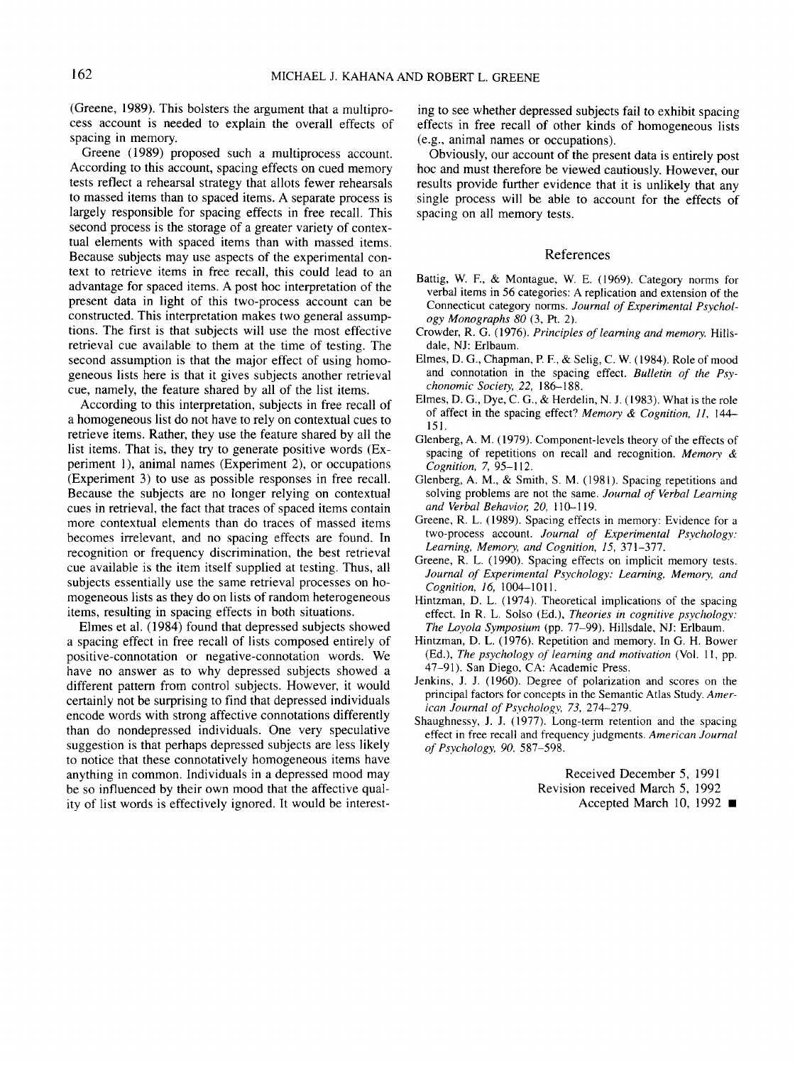(Greene, 1989). This bolsters the argument that a multiprocess account is needed to explain the overall effects of spacing in memory.

Greene (1989) proposed such a multiprocess account. According to this account, spacing effects on cued memory tests reflect a rehearsal strategy that allots fewer rehearsals to massed items than to spaced items. A separate process is largely responsible for spacing effects in free recall. This second process is the storage of a greater variety of contextual elements with spaced items than with massed items. Because subjects may use aspects of the experimental context to retrieve items in free recall, this could lead to an advantage for spaced items. A post hoc interpretation of the present data in light of this two-process account can be constructed. This interpretation makes two general assumptions. The first is that subjects will use the most effective retrieval cue available to them at the time of testing. The second assumption is that the major effect of using homogeneous lists here is that it gives subjects another retrieval cue, namely, the feature shared by all of the list items.

According to this interpretation, subjects in free recall of a homogeneous list do not have to rely on contextual cues to retrieve items. Rather, they use the feature shared by all the list items. That is, they try to generate positive words (Experiment 1), animal names (Experiment 2), or occupations (Experiment 3) to use as possible responses in free recall. Because the subjects are no longer relying on contextual cues in retrieval, the fact that traces of spaced items contain more contextual elements than do traces of massed items becomes irrelevant, and no spacing effects are found. In recognition or frequency discrimination, the best retrieval cue available is the item itself supplied at testing. Thus, all subjects essentially use the same retrieval processes on homogeneous lists as they do on lists of random heterogeneous items, resulting in spacing effects in both situations.

Elmes et al. (1984) found that depressed subjects showed a spacing effect in free recall of lists composed entirely of positive-connotation or negative-connotation words. We have no answer as to why depressed subjects showed a different pattern from control subjects. However, it would certainly not be surprising to find that depressed individuals encode words with strong affective connotations differently than do nondepressed individuals. One very speculative suggestion is that perhaps depressed subjects are less likely to notice that these connotatively homogeneous items have anything in common. Individuals in a depressed mood may be so influenced by their own mood that the affective quality of list words is effectively ignored. It would be interesting to see whether depressed subjects fail to exhibit spacing effects in free recall of other kinds of homogeneous lists (e.g., animal names or occupations).

Obviously, our account of the present data is entirely post hoc and must therefore be viewed cautiously. However, our results provide further evidence that it is unlikely that any single process will be able to account for the effects of spacing on all memory tests.

## References

Battig, W. F., & Montague, W. E. (1969). Category norms for verbal items in 56 categories: A replication and extension of the Connecticut category norms. *Journal of Experimental Psychology Monographs 80* (3, Pt. 2).

Crowder, R. G. (1976). *Principles of learning and memory.* Hillsdale, NJ: Erlbaum.

Elmes, D. G., Chapman, P. F., & Selig, C. W. (1984). Role of mood and connotation in the spacing effect. *Bulletin of the Psychonomic Society, 22,* 186–188.

Elmes, D. G., Dye, C. G., & Herdelin, N. J. (1983). What is the role of affect in the spacing effect? *Memory & Cognition, 11,* 144–151.

Glenberg, A. M. (1979). Component-levels theory of the effects of spacing of repetitions on recall and recognition. *Memory & Cognition, 7,* 95–112.

Glenberg, A. M., & Smith, S. M. (1981). Spacing repetitions and solving problems are not the same. *Journal of Verbal Learning and Verbal Behavior, 20,* 110–119.

Greene, R. L. (1989). Spacing effects in memory: Evidence for a two-process account. *Journal of Experimental Psychology: Learning, Memory, and Cognition, 15,* 371–377.

Greene, R. L. (1990). Spacing effects on implicit memory tests. *Journal of Experimental Psychology: Learning, Memory, and Cognition, 16,* 1004–1011.

Hintzman, D. L. (1974). Theoretical implications of the spacing effect. In R. L. Solso (Ed.), *Theories in cognitive psychology: The Loyola Symposium* (pp. 77–99). Hillsdale, NJ: Erlbaum.

Hintzman, D. L. (1976). Repetition and memory. In G. H. Bower (Ed.), *The psychology of learning and motivation* (Vol. 11, pp. 47–91). San Diego, CA: Academic Press.

Jenkins, J. J. (1960). Degree of polarization and scores on the principal factors for concepts in the Semantic Atlas Study. *American Journal of Psychology, 73,* 274–279.

Shaughnessy, J. J. (1977). Long-term retention and the spacing effect in free recall and frequency judgments. *American Journal of Psychology, 90,* 587–598.

Received December 5, 1991
Revision received March 5, 1992
Accepted March 10, 1992 ■